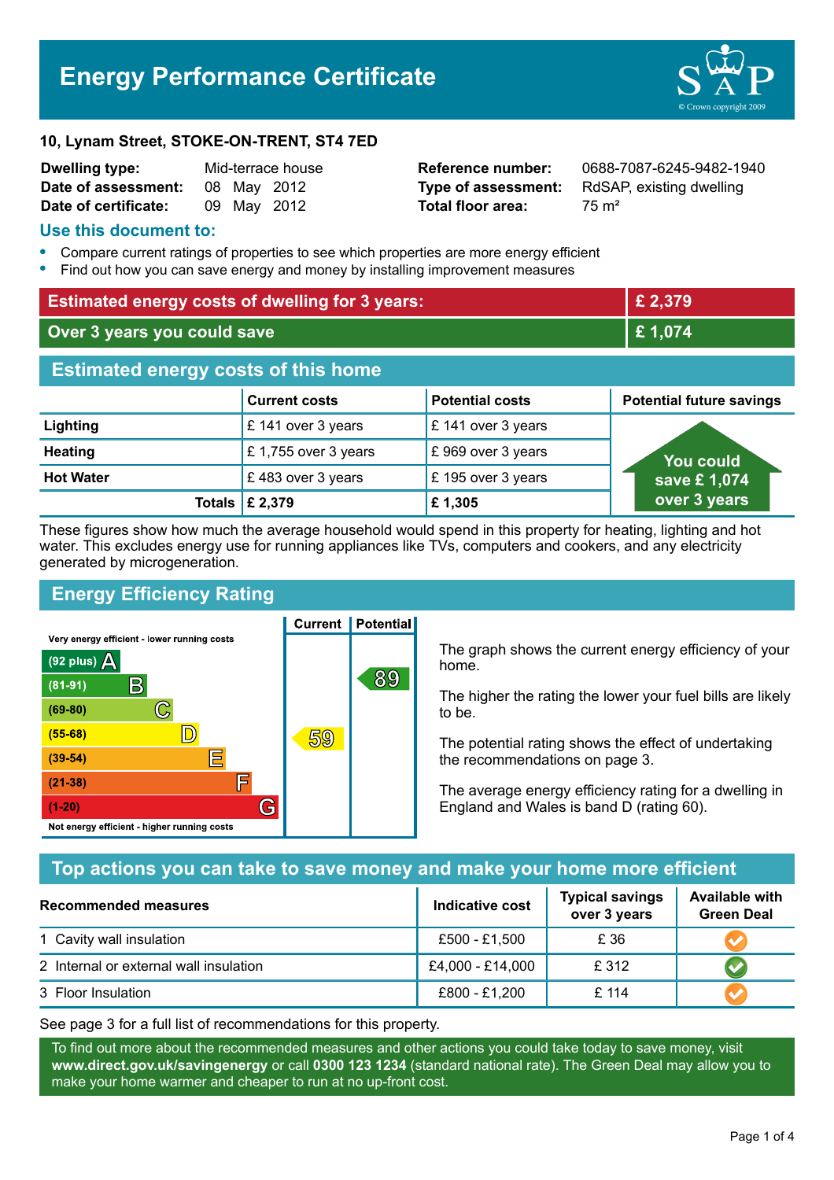# Energy Performance Certificate

**10, Lynam Street, STOKE-ON-TRENT, ST4 7ED**

| | | | |
|---|---|---|---|
| **Dwelling type:** | Mid-terrace house | **Reference number:** | 0688-7087-6245-9482-1940 |
| **Date of assessment:** | 08 May 2012 | **Type of assessment:** | RdSAP, existing dwelling |
| **Date of certificate:** | 09 May 2012 | **Total floor area:** | 75 m² |

## Use this document to:

- Compare current ratings of properties to see which properties are more energy efficient
- Find out how you can save energy and money by installing improvement measures

| | |
|---|---|
| **Estimated energy costs of dwelling for 3 years:** | **£ 2,379** |
| **Over 3 years you could save** | **£ 1,074** |

## Estimated energy costs of this home

| | Current costs | Potential costs | Potential future savings |
|---|---|---|---|
| **Lighting** | £ 141 over 3 years | £ 141 over 3 years | You could save £ 1,074 over 3 years |
| **Heating** | £ 1,755 over 3 years | £ 969 over 3 years | |
| **Hot Water** | £ 483 over 3 years | £ 195 over 3 years | |
| **Totals** | **£ 2,379** | **£ 1,305** | |

These figures show how much the average household would spend in this property for heating, lighting and hot water. This excludes energy use for running appliances like TVs, computers and cookers, and any electricity generated by microgeneration.

## Energy Efficiency Rating

| Rating band | Current | Potential |
|---|---|---|
| Very energy efficient - lower running costs | | |
| (92 plus) A | | |
| (81-91) B | | 89 |
| (69-80) C | | |
| (55-68) D | 59 | |
| (39-54) E | | |
| (21-38) F | | |
| (1-20) G | | |
| Not energy efficient - higher running costs | | |

The graph shows the current energy efficiency of your home.

The higher the rating the lower your fuel bills are likely to be.

The potential rating shows the effect of undertaking the recommendations on page 3.

The average energy efficiency rating for a dwelling in England and Wales is band D (rating 60).

## Top actions you can take to save money and make your home more efficient

| Recommended measures | Indicative cost | Typical savings over 3 years | Available with Green Deal |
|---|---|---|---|
| 1 Cavity wall insulation | £500 - £1,500 | £ 36 | ✔ |
| 2 Internal or external wall insulation | £4,000 - £14,000 | £ 312 | ✔ |
| 3 Floor Insulation | £800 - £1,200 | £ 114 | ✔ |

See page 3 for a full list of recommendations for this property.

To find out more about the recommended measures and other actions you could take today to save money, visit **www.direct.gov.uk/savingenergy** or call **0300 123 1234** (standard national rate). The Green Deal may allow you to make your home warmer and cheaper to run at no up-front cost.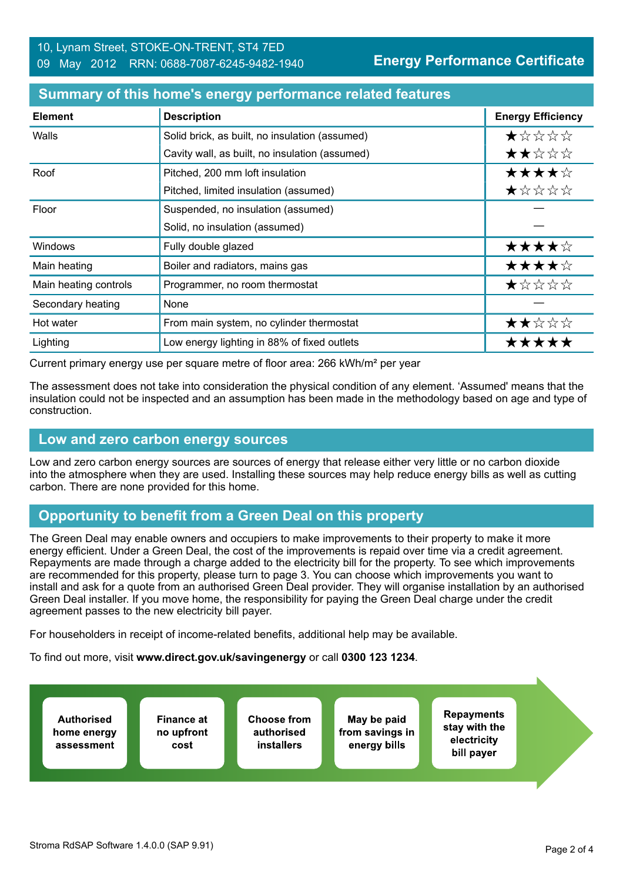10, Lynam Street, STOKE-ON-TRENT, ST4 7ED
09 May 2012 RRN: 0688-7087-6245-9482-1940

**Energy Performance Certificate**

## Summary of this home's energy performance related features

| Element | Description | Energy Efficiency |
|---|---|---|
| Walls | Solid brick, as built, no insulation (assumed) | ★☆☆☆☆ |
| | Cavity wall, as built, no insulation (assumed) | ★★☆☆☆ |
| Roof | Pitched, 200 mm loft insulation | ★★★★☆ |
| | Pitched, limited insulation (assumed) | ★☆☆☆☆ |
| Floor | Suspended, no insulation (assumed) | — |
| | Solid, no insulation (assumed) | — |
| Windows | Fully double glazed | ★★★★☆ |
| Main heating | Boiler and radiators, mains gas | ★★★★☆ |
| Main heating controls | Programmer, no room thermostat | ★☆☆☆☆ |
| Secondary heating | None | — |
| Hot water | From main system, no cylinder thermostat | ★★☆☆☆ |
| Lighting | Low energy lighting in 88% of fixed outlets | ★★★★★ |

Current primary energy use per square metre of floor area: 266 kWh/m² per year

The assessment does not take into consideration the physical condition of any element. 'Assumed' means that the insulation could not be inspected and an assumption has been made in the methodology based on age and type of construction.

## Low and zero carbon energy sources

Low and zero carbon energy sources are sources of energy that release either very little or no carbon dioxide into the atmosphere when they are used. Installing these sources may help reduce energy bills as well as cutting carbon. There are none provided for this home.

## Opportunity to benefit from a Green Deal on this property

The Green Deal may enable owners and occupiers to make improvements to their property to make it more energy efficient. Under a Green Deal, the cost of the improvements is repaid over time via a credit agreement. Repayments are made through a charge added to the electricity bill for the property. To see which improvements are recommended for this property, please turn to page 3. You can choose which improvements you want to install and ask for a quote from an authorised Green Deal provider. They will organise installation by an authorised Green Deal installer. If you move home, the responsibility for paying the Green Deal charge under the credit agreement passes to the new electricity bill payer.

For householders in receipt of income-related benefits, additional help may be available.

To find out more, visit **www.direct.gov.uk/savingenergy** or call **0300 123 1234**.

- **Authorised home energy assessment**
- **Finance at no upfront cost**
- **Choose from authorised installers**
- **May be paid from savings in energy bills**
- **Repayments stay with the electricity bill payer**

Stroma RdSAP Software 1.4.0.0 (SAP 9.91)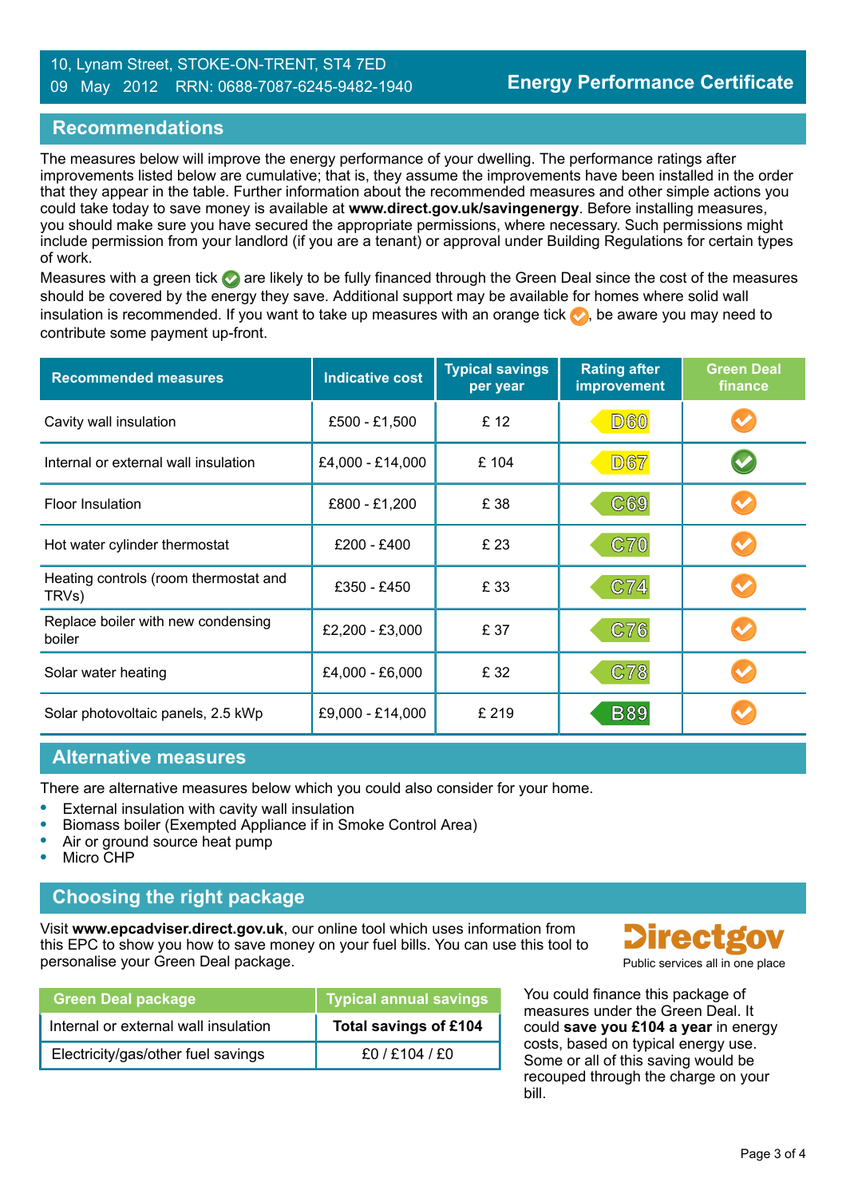10, Lynam Street, STOKE-ON-TRENT, ST4 7ED
09 May 2012 RRN: 0688-7087-6245-9482-1940

**Energy Performance Certificate**

## Recommendations

The measures below will improve the energy performance of your dwelling. The performance ratings after improvements listed below are cumulative; that is, they assume the improvements have been installed in the order that they appear in the table. Further information about the recommended measures and other simple actions you could take today to save money is available at **www.direct.gov.uk/savingenergy**. Before installing measures, you should make sure you have secured the appropriate permissions, where necessary. Such permissions might include permission from your landlord (if you are a tenant) or approval under Building Regulations for certain types of work.

Measures with a green tick ✔ are likely to be fully financed through the Green Deal since the cost of the measures should be covered by the energy they save. Additional support may be available for homes where solid wall insulation is recommended. If you want to take up measures with an orange tick ✔, be aware you may need to contribute some payment up-front.

| Recommended measures | Indicative cost | Typical savings per year | Rating after improvement | Green Deal finance |
|---|---|---|---|---|
| Cavity wall insulation | £500 - £1,500 | £ 12 | D60 | ✔ (orange) |
| Internal or external wall insulation | £4,000 - £14,000 | £ 104 | D67 | ✔ (green) |
| Floor Insulation | £800 - £1,200 | £ 38 | C69 | ✔ (orange) |
| Hot water cylinder thermostat | £200 - £400 | £ 23 | C70 | ✔ (orange) |
| Heating controls (room thermostat and TRVs) | £350 - £450 | £ 33 | C74 | ✔ (orange) |
| Replace boiler with new condensing boiler | £2,200 - £3,000 | £ 37 | C76 | ✔ (orange) |
| Solar water heating | £4,000 - £6,000 | £ 32 | C78 | ✔ (orange) |
| Solar photovoltaic panels, 2.5 kWp | £9,000 - £14,000 | £ 219 | B89 | ✔ (orange) |

## Alternative measures

There are alternative measures below which you could also consider for your home.

- External insulation with cavity wall insulation
- Biomass boiler (Exempted Appliance if in Smoke Control Area)
- Air or ground source heat pump
- Micro CHP

## Choosing the right package

Visit **www.epcadviser.direct.gov.uk**, our online tool which uses information from this EPC to show you how to save money on your fuel bills. You can use this tool to personalise your Green Deal package.

Directgov
Public services all in one place

| Green Deal package | Typical annual savings |
|---|---|
| Internal or external wall insulation | **Total savings of £104** |
| Electricity/gas/other fuel savings | £0 / £104 / £0 |

You could finance this package of measures under the Green Deal. It could **save you £104 a year** in energy costs, based on typical energy use. Some or all of this saving would be recouped through the charge on your bill.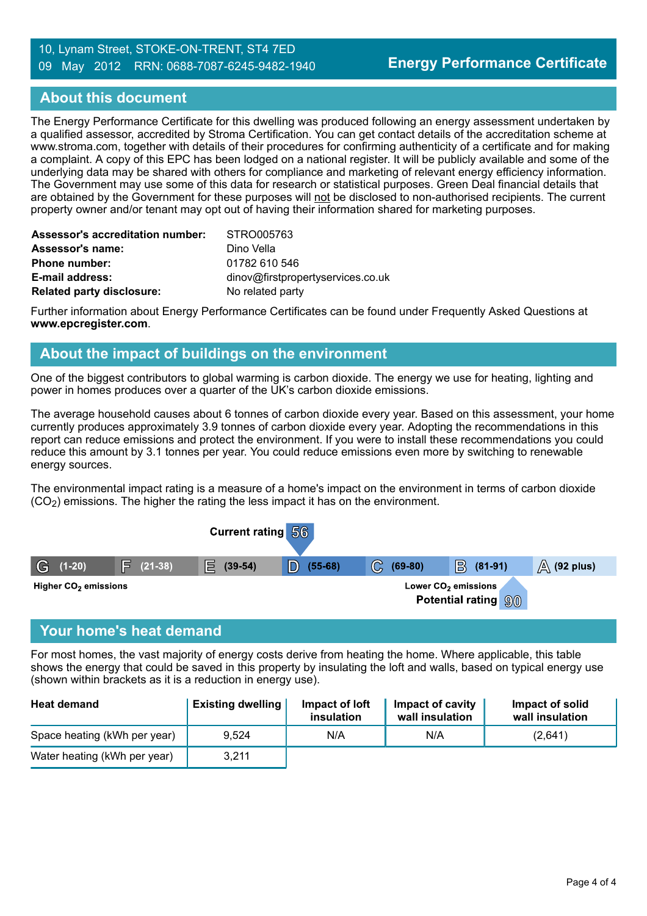10, Lynam Street, STOKE-ON-TRENT, ST4 7ED
09 May 2012 RRN: 0688-7087-6245-9482-1940

**Energy Performance Certificate**

## About this document

The Energy Performance Certificate for this dwelling was produced following an energy assessment undertaken by a qualified assessor, accredited by Stroma Certification. You can get contact details of the accreditation scheme at www.stroma.com, together with details of their procedures for confirming authenticity of a certificate and for making a complaint. A copy of this EPC has been lodged on a national register. It will be publicly available and some of the underlying data may be shared with others for compliance and marketing of relevant energy efficiency information. The Government may use some of this data for research or statistical purposes. Green Deal financial details that are obtained by the Government for these purposes will not be disclosed to non-authorised recipients. The current property owner and/or tenant may opt out of having their information shared for marketing purposes.

| | |
|---|---|
| **Assessor's accreditation number:** | STRO005763 |
| **Assessor's name:** | Dino Vella |
| **Phone number:** | 01782 610 546 |
| **E-mail address:** | dinov@firstpropertyservices.co.uk |
| **Related party disclosure:** | No related party |

Further information about Energy Performance Certificates can be found under Frequently Asked Questions at **www.epcregister.com**.

## About the impact of buildings on the environment

One of the biggest contributors to global warming is carbon dioxide. The energy we use for heating, lighting and power in homes produces over a quarter of the UK's carbon dioxide emissions.

The average household causes about 6 tonnes of carbon dioxide every year. Based on this assessment, your home currently produces approximately 3.9 tonnes of carbon dioxide every year. Adopting the recommendations in this report can reduce emissions and protect the environment. If you were to install these recommendations you could reduce this amount by 3.1 tonnes per year. You could reduce emissions even more by switching to renewable energy sources.

The environmental impact rating is a measure of a home's impact on the environment in terms of carbon dioxide ($CO_2$) emissions. The higher the rating the less impact it has on the environment.

Current rating 56

G (1-20) F (21-38) E (39-54) D (55-68) C (69-80) B (81-91) A (92 plus)

Higher $CO_2$ emissions

Lower $CO_2$ emissions

Potential rating 90

## Your home's heat demand

For most homes, the vast majority of energy costs derive from heating the home. Where applicable, this table shows the energy that could be saved in this property by insulating the loft and walls, based on typical energy use (shown within brackets as it is a reduction in energy use).

| Heat demand | Existing dwelling | Impact of loft insulation | Impact of cavity wall insulation | Impact of solid wall insulation |
|---|---|---|---|---|
| Space heating (kWh per year) | 9,524 | N/A | N/A | (2,641) |
| Water heating (kWh per year) | 3,211 | | | |